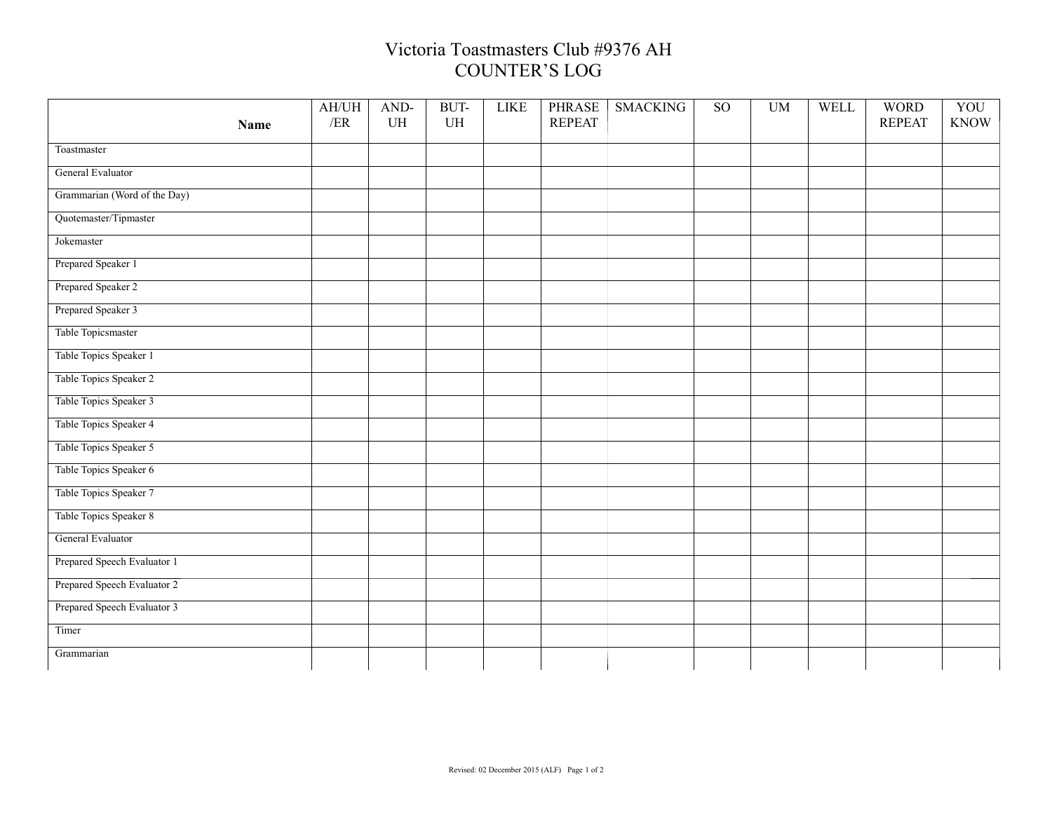# Victoria Toastmasters Club #9376 AH
## COUNTER'S LOG

| Name | AH/UH /ER | AND-UH | BUT-UH | LIKE | PHRASE REPEAT | SMACKING | SO | UM | WELL | WORD REPEAT | YOU KNOW |
|---|---|---|---|---|---|---|---|---|---|---|---|
| Toastmaster | | | | | | | | | | | |
| General Evaluator | | | | | | | | | | | |
| Grammarian (Word of the Day) | | | | | | | | | | | |
| Quotemaster/Tipmaster | | | | | | | | | | | |
| Jokemaster | | | | | | | | | | | |
| Prepared Speaker 1 | | | | | | | | | | | |
| Prepared Speaker 2 | | | | | | | | | | | |
| Prepared Speaker 3 | | | | | | | | | | | |
| Table Topicsmaster | | | | | | | | | | | |
| Table Topics Speaker 1 | | | | | | | | | | | |
| Table Topics Speaker 2 | | | | | | | | | | | |
| Table Topics Speaker 3 | | | | | | | | | | | |
| Table Topics Speaker 4 | | | | | | | | | | | |
| Table Topics Speaker 5 | | | | | | | | | | | |
| Table Topics Speaker 6 | | | | | | | | | | | |
| Table Topics Speaker 7 | | | | | | | | | | | |
| Table Topics Speaker 8 | | | | | | | | | | | |
| General Evaluator | | | | | | | | | | | |
| Prepared Speech Evaluator 1 | | | | | | | | | | | |
| Prepared Speech Evaluator 2 | | | | | | | | | | | |
| Prepared Speech Evaluator 3 | | | | | | | | | | | |
| Timer | | | | | | | | | | | |
| Grammarian | | | | | | | | | | | |

Revised: 02 December 2015 (ALF)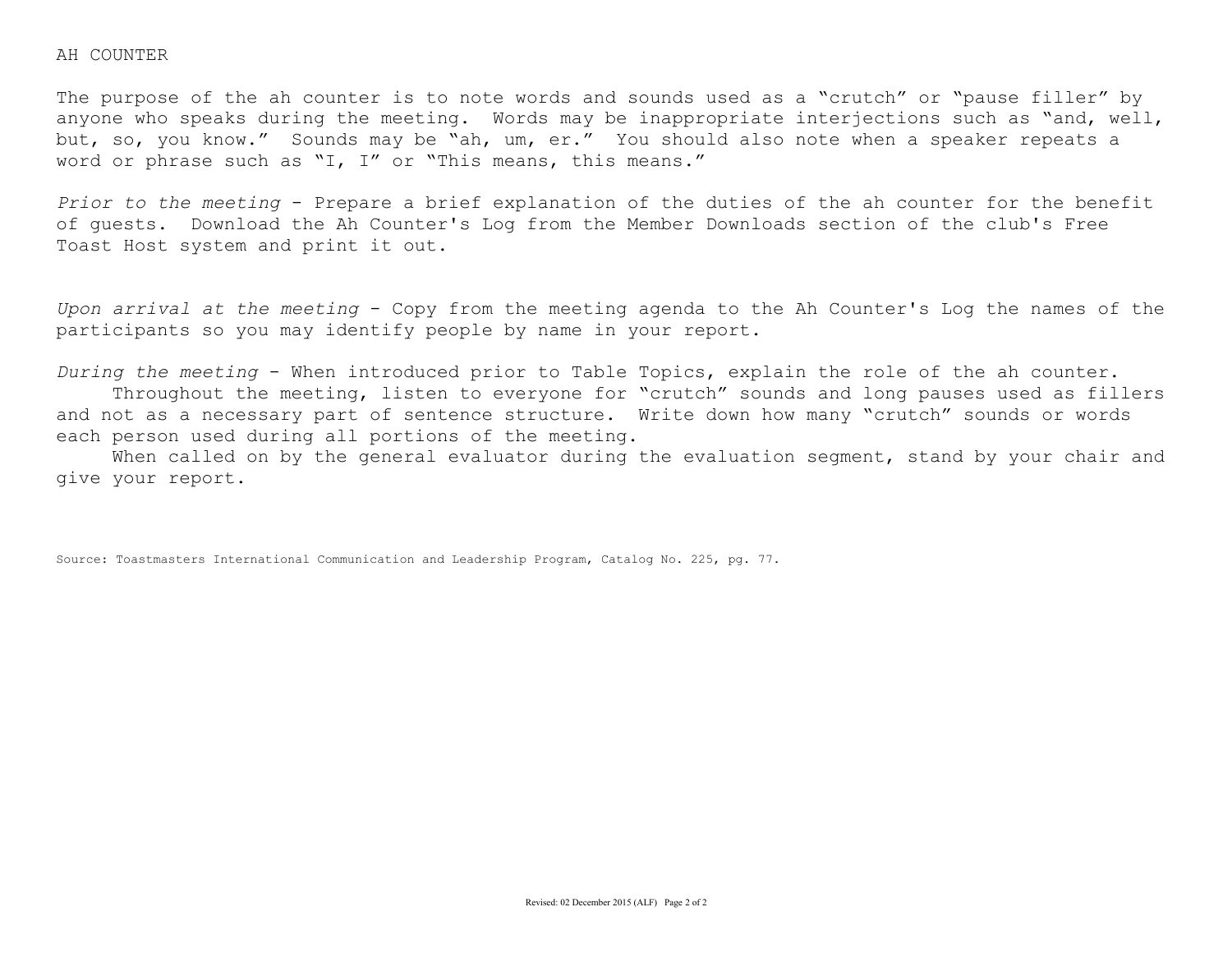# AH COUNTER

The purpose of the ah counter is to note words and sounds used as a "crutch" or "pause filler" by anyone who speaks during the meeting. Words may be inappropriate interjections such as "and, well, but, so, you know." Sounds may be "ah, um, er." You should also note when a speaker repeats a word or phrase such as "I, I" or "This means, this means."

*Prior to the meeting* - Prepare a brief explanation of the duties of the ah counter for the benefit of guests. Download the Ah Counter's Log from the Member Downloads section of the club's Free Toast Host system and print it out.

*Upon arrival at the meeting* - Copy from the meeting agenda to the Ah Counter's Log the names of the participants so you may identify people by name in your report.

*During the meeting* - When introduced prior to Table Topics, explain the role of the ah counter.

Throughout the meeting, listen to everyone for "crutch" sounds and long pauses used as fillers and not as a necessary part of sentence structure. Write down how many "crutch" sounds or words each person used during all portions of the meeting.

When called on by the general evaluator during the evaluation segment, stand by your chair and give your report.

Source: Toastmasters International Communication and Leadership Program, Catalog No. 225, pg. 77.

Revised: 02 December 2015 (ALF)